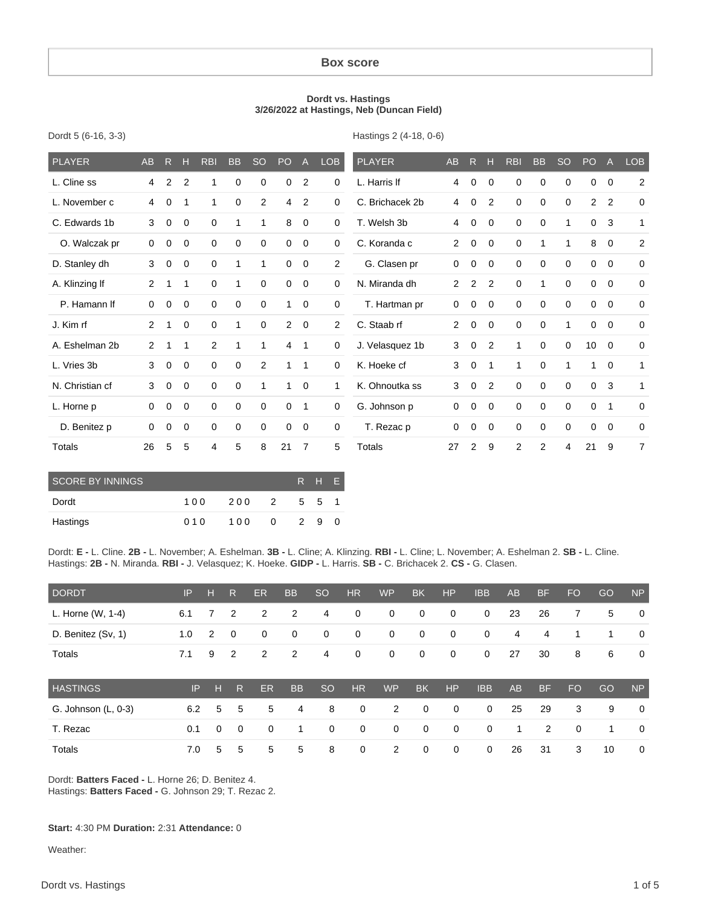## Box score

**Dordt vs. Hastings**
**3/26/2022 at Hastings, Neb (Duncan Field)**

Dordt 5 (6-16, 3-3)

| PLAYER | AB | R | H | RBI | BB | SO | PO | A | LOB |
|---|---|---|---|---|---|---|---|---|---|
| L. Cline ss | 4 | 2 | 2 | 1 | 0 | 0 | 0 | 2 | 0 |
| L. November c | 4 | 0 | 1 | 1 | 0 | 2 | 4 | 2 | 0 |
| C. Edwards 1b | 3 | 0 | 0 | 0 | 1 | 1 | 8 | 0 | 0 |
| O. Walczak pr | 0 | 0 | 0 | 0 | 0 | 0 | 0 | 0 | 0 |
| D. Stanley dh | 3 | 0 | 0 | 0 | 1 | 1 | 0 | 0 | 2 |
| A. Klinzing lf | 2 | 1 | 1 | 0 | 1 | 0 | 0 | 0 | 0 |
| P. Hamann lf | 0 | 0 | 0 | 0 | 0 | 0 | 1 | 0 | 0 |
| J. Kim rf | 2 | 1 | 0 | 0 | 1 | 0 | 2 | 0 | 2 |
| A. Eshelman 2b | 2 | 1 | 1 | 2 | 1 | 1 | 4 | 1 | 0 |
| L. Vries 3b | 3 | 0 | 0 | 0 | 0 | 2 | 1 | 1 | 0 |
| N. Christian cf | 3 | 0 | 0 | 0 | 0 | 1 | 1 | 0 | 1 |
| L. Horne p | 0 | 0 | 0 | 0 | 0 | 0 | 0 | 1 | 0 |
| D. Benitez p | 0 | 0 | 0 | 0 | 0 | 0 | 0 | 0 | 0 |
| Totals | 26 | 5 | 5 | 4 | 5 | 8 | 21 | 7 | 5 |

Hastings 2 (4-18, 0-6)

| PLAYER | AB | R | H | RBI | BB | SO | PO | A | LOB |
|---|---|---|---|---|---|---|---|---|---|
| L. Harris lf | 4 | 0 | 0 | 0 | 0 | 0 | 0 | 0 | 2 |
| C. Brichacek 2b | 4 | 0 | 2 | 0 | 0 | 0 | 2 | 2 | 0 |
| T. Welsh 3b | 4 | 0 | 0 | 0 | 0 | 1 | 0 | 3 | 1 |
| C. Koranda c | 2 | 0 | 0 | 0 | 1 | 1 | 8 | 0 | 2 |
| G. Clasen pr | 0 | 0 | 0 | 0 | 0 | 0 | 0 | 0 | 0 |
| N. Miranda dh | 2 | 2 | 2 | 0 | 1 | 0 | 0 | 0 | 0 |
| T. Hartman pr | 0 | 0 | 0 | 0 | 0 | 0 | 0 | 0 | 0 |
| C. Staab rf | 2 | 0 | 0 | 0 | 0 | 1 | 0 | 0 | 0 |
| J. Velasquez 1b | 3 | 0 | 2 | 1 | 0 | 0 | 10 | 0 | 0 |
| K. Hoeke cf | 3 | 0 | 1 | 1 | 0 | 1 | 1 | 0 | 1 |
| K. Ohnoutka ss | 3 | 0 | 2 | 0 | 0 | 0 | 0 | 3 | 1 |
| G. Johnson p | 0 | 0 | 0 | 0 | 0 | 0 | 0 | 1 | 0 |
| T. Rezac p | 0 | 0 | 0 | 0 | 0 | 0 | 0 | 0 | 0 |
| Totals | 27 | 2 | 9 | 2 | 2 | 4 | 21 | 9 | 7 |

| SCORE BY INNINGS | | | | R | H | E |
|---|---|---|---|---|---|---|
| Dordt | 100 | 200 | 2 | 5 | 5 | 1 |
| Hastings | 010 | 100 | 0 | 2 | 9 | 0 |

Dordt: **E -** L. Cline. **2B -** L. November; A. Eshelman. **3B -** L. Cline; A. Klinzing. **RBI -** L. Cline; L. November; A. Eshelman 2. **SB -** L. Cline.
Hastings: **2B -** N. Miranda. **RBI -** J. Velasquez; K. Hoeke. **GIDP -** L. Harris. **SB -** C. Brichacek 2. **CS -** G. Clasen.

| DORDT | IP | H | R | ER | BB | SO | HR | WP | BK | HP | IBB | AB | BF | FO | GO | NP |
|---|---|---|---|---|---|---|---|---|---|---|---|---|---|---|---|---|
| L. Horne (W, 1-4) | 6.1 | 7 | 2 | 2 | 2 | 4 | 0 | 0 | 0 | 0 | 0 | 23 | 26 | 7 | 5 | 0 |
| D. Benitez (Sv, 1) | 1.0 | 2 | 0 | 0 | 0 | 0 | 0 | 0 | 0 | 0 | 0 | 4 | 4 | 1 | 1 | 0 |
| Totals | 7.1 | 9 | 2 | 2 | 2 | 4 | 0 | 0 | 0 | 0 | 0 | 27 | 30 | 8 | 6 | 0 |

| HASTINGS | IP | H | R | ER | BB | SO | HR | WP | BK | HP | IBB | AB | BF | FO | GO | NP |
|---|---|---|---|---|---|---|---|---|---|---|---|---|---|---|---|---|
| G. Johnson (L, 0-3) | 6.2 | 5 | 5 | 5 | 4 | 8 | 0 | 2 | 0 | 0 | 0 | 25 | 29 | 3 | 9 | 0 |
| T. Rezac | 0.1 | 0 | 0 | 0 | 1 | 0 | 0 | 0 | 0 | 0 | 0 | 1 | 2 | 0 | 1 | 0 |
| Totals | 7.0 | 5 | 5 | 5 | 5 | 8 | 0 | 2 | 0 | 0 | 0 | 26 | 31 | 3 | 10 | 0 |

Dordt: **Batters Faced -** L. Horne 26; D. Benitez 4.
Hastings: **Batters Faced -** G. Johnson 29; T. Rezac 2.

**Start:** 4:30 PM **Duration:** 2:31 **Attendance:** 0

Weather: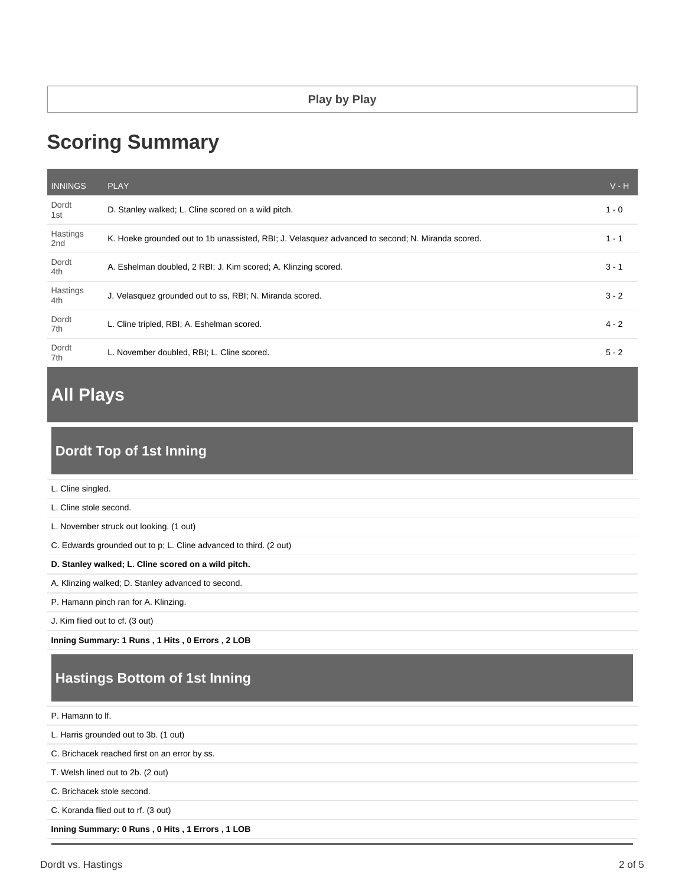## Play by Play

# Scoring Summary

| INNINGS | PLAY | V - H |
|---|---|---|
| Dordt 1st | D. Stanley walked; L. Cline scored on a wild pitch. | 1 - 0 |
| Hastings 2nd | K. Hoeke grounded out to 1b unassisted, RBI; J. Velasquez advanced to second; N. Miranda scored. | 1 - 1 |
| Dordt 4th | A. Eshelman doubled, 2 RBI; J. Kim scored; A. Klinzing scored. | 3 - 1 |
| Hastings 4th | J. Velasquez grounded out to ss, RBI; N. Miranda scored. | 3 - 2 |
| Dordt 7th | L. Cline tripled, RBI; A. Eshelman scored. | 4 - 2 |
| Dordt 7th | L. November doubled, RBI; L. Cline scored. | 5 - 2 |

# All Plays

## Dordt Top of 1st Inning

L. Cline singled.

L. Cline stole second.

L. November struck out looking. (1 out)

C. Edwards grounded out to p; L. Cline advanced to third. (2 out)

**D. Stanley walked; L. Cline scored on a wild pitch.**

A. Klinzing walked; D. Stanley advanced to second.

P. Hamann pinch ran for A. Klinzing.

J. Kim flied out to cf. (3 out)

**Inning Summary: 1 Runs , 1 Hits , 0 Errors , 2 LOB**

## Hastings Bottom of 1st Inning

P. Hamann to lf.

L. Harris grounded out to 3b. (1 out)

C. Brichacek reached first on an error by ss.

T. Welsh lined out to 2b. (2 out)

C. Brichacek stole second.

C. Koranda flied out to rf. (3 out)

**Inning Summary: 0 Runs , 0 Hits , 1 Errors , 1 LOB**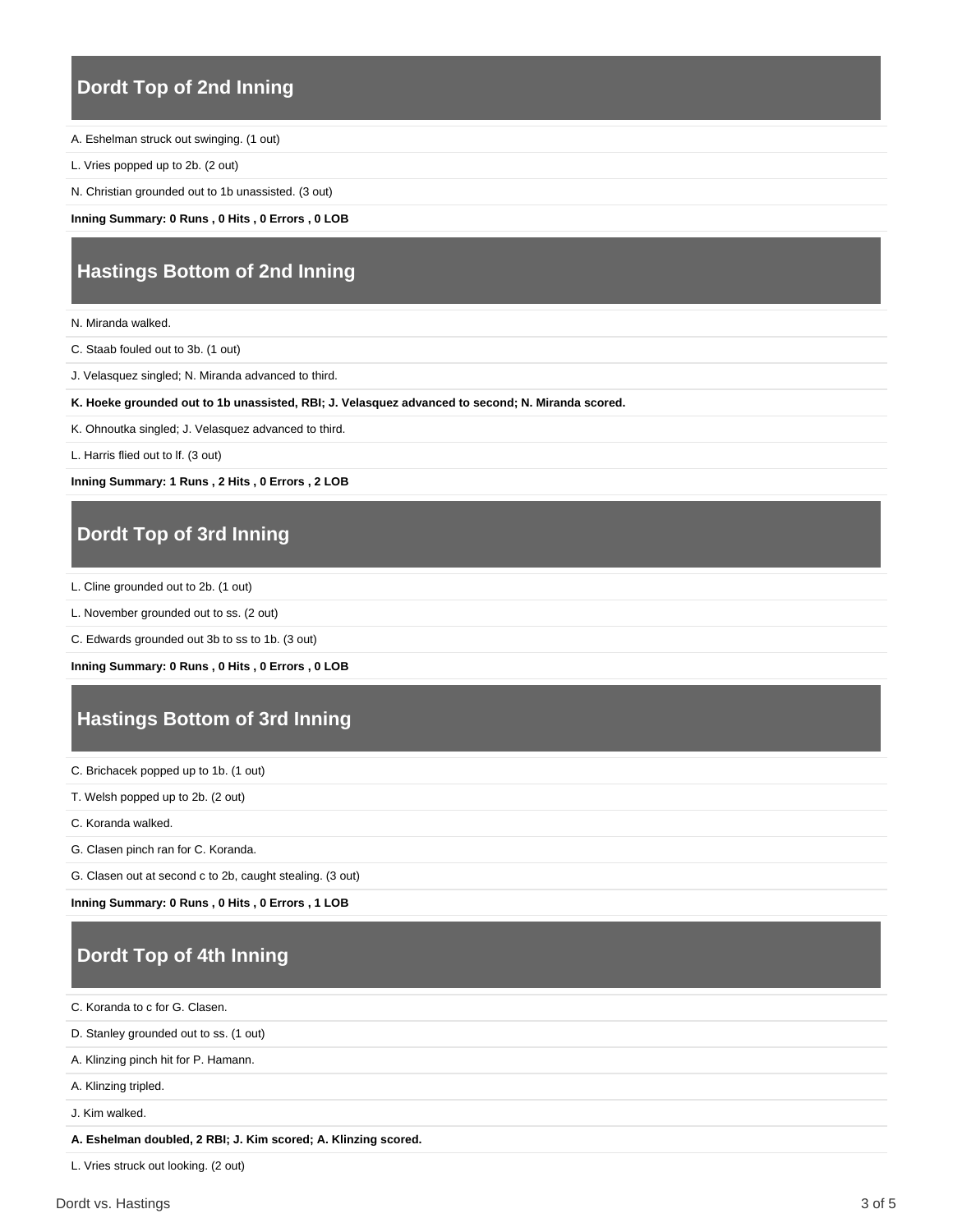## Dordt Top of 2nd Inning

A. Eshelman struck out swinging. (1 out)

L. Vries popped up to 2b. (2 out)

N. Christian grounded out to 1b unassisted. (3 out)

**Inning Summary: 0 Runs , 0 Hits , 0 Errors , 0 LOB**

## Hastings Bottom of 2nd Inning

N. Miranda walked.

C. Staab fouled out to 3b. (1 out)

J. Velasquez singled; N. Miranda advanced to third.

**K. Hoeke grounded out to 1b unassisted, RBI; J. Velasquez advanced to second; N. Miranda scored.**

K. Ohnoutka singled; J. Velasquez advanced to third.

L. Harris flied out to lf. (3 out)

**Inning Summary: 1 Runs , 2 Hits , 0 Errors , 2 LOB**

## Dordt Top of 3rd Inning

L. Cline grounded out to 2b. (1 out)

L. November grounded out to ss. (2 out)

C. Edwards grounded out 3b to ss to 1b. (3 out)

**Inning Summary: 0 Runs , 0 Hits , 0 Errors , 0 LOB**

## Hastings Bottom of 3rd Inning

C. Brichacek popped up to 1b. (1 out)

T. Welsh popped up to 2b. (2 out)

C. Koranda walked.

G. Clasen pinch ran for C. Koranda.

G. Clasen out at second c to 2b, caught stealing. (3 out)

**Inning Summary: 0 Runs , 0 Hits , 0 Errors , 1 LOB**

## Dordt Top of 4th Inning

C. Koranda to c for G. Clasen.

D. Stanley grounded out to ss. (1 out)

A. Klinzing pinch hit for P. Hamann.

A. Klinzing tripled.

J. Kim walked.

**A. Eshelman doubled, 2 RBI; J. Kim scored; A. Klinzing scored.**

L. Vries struck out looking. (2 out)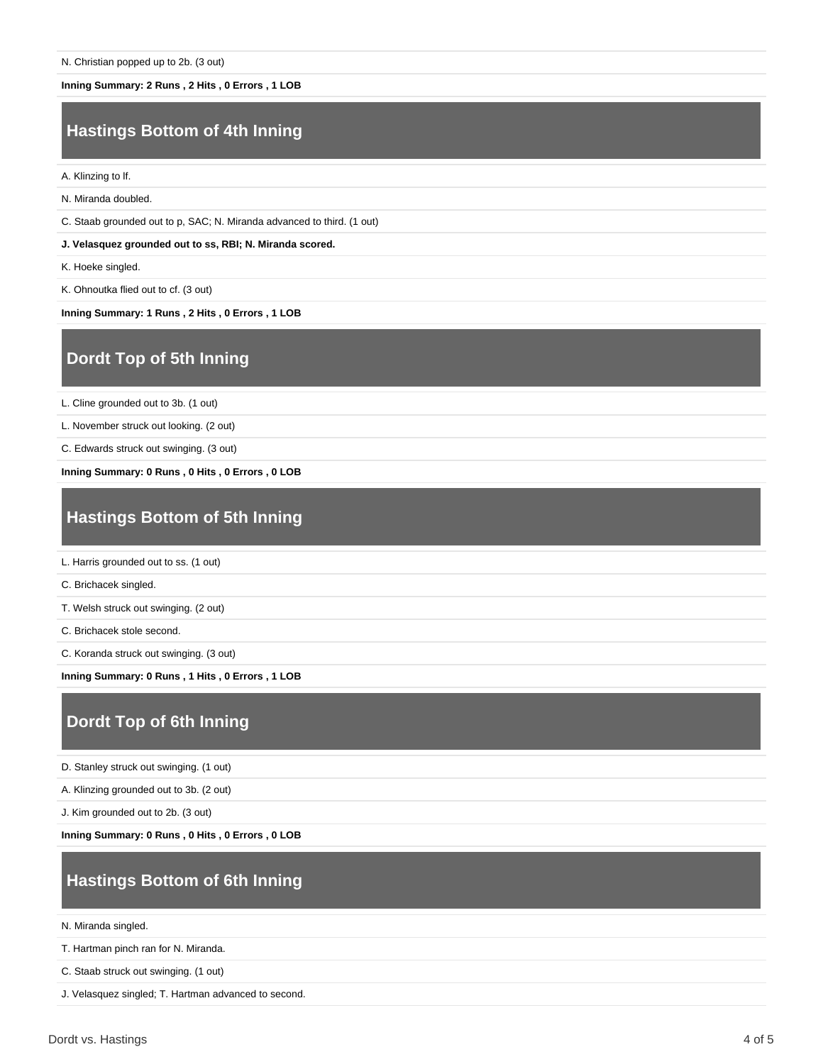N. Christian popped up to 2b. (3 out)

**Inning Summary: 2 Runs , 2 Hits , 0 Errors , 1 LOB**

## Hastings Bottom of 4th Inning

A. Klinzing to lf.

N. Miranda doubled.

C. Staab grounded out to p, SAC; N. Miranda advanced to third. (1 out)

**J. Velasquez grounded out to ss, RBI; N. Miranda scored.**

K. Hoeke singled.

K. Ohnoutka flied out to cf. (3 out)

**Inning Summary: 1 Runs , 2 Hits , 0 Errors , 1 LOB**

## Dordt Top of 5th Inning

L. Cline grounded out to 3b. (1 out)

L. November struck out looking. (2 out)

C. Edwards struck out swinging. (3 out)

**Inning Summary: 0 Runs , 0 Hits , 0 Errors , 0 LOB**

## Hastings Bottom of 5th Inning

L. Harris grounded out to ss. (1 out)

C. Brichacek singled.

T. Welsh struck out swinging. (2 out)

C. Brichacek stole second.

C. Koranda struck out swinging. (3 out)

**Inning Summary: 0 Runs , 1 Hits , 0 Errors , 1 LOB**

## Dordt Top of 6th Inning

D. Stanley struck out swinging. (1 out)

A. Klinzing grounded out to 3b. (2 out)

J. Kim grounded out to 2b. (3 out)

**Inning Summary: 0 Runs , 0 Hits , 0 Errors , 0 LOB**

## Hastings Bottom of 6th Inning

N. Miranda singled.

T. Hartman pinch ran for N. Miranda.

C. Staab struck out swinging. (1 out)

J. Velasquez singled; T. Hartman advanced to second.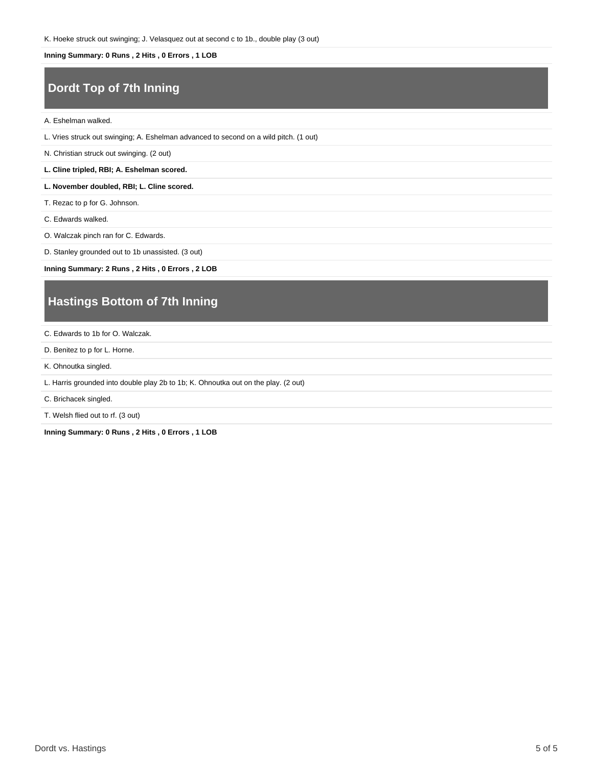K. Hoeke struck out swinging; J. Velasquez out at second c to 1b., double play (3 out)

**Inning Summary: 0 Runs , 2 Hits , 0 Errors , 1 LOB**

## Dordt Top of 7th Inning

A. Eshelman walked.

L. Vries struck out swinging; A. Eshelman advanced to second on a wild pitch. (1 out)

N. Christian struck out swinging. (2 out)

**L. Cline tripled, RBI; A. Eshelman scored.**

**L. November doubled, RBI; L. Cline scored.**

T. Rezac to p for G. Johnson.

C. Edwards walked.

O. Walczak pinch ran for C. Edwards.

D. Stanley grounded out to 1b unassisted. (3 out)

**Inning Summary: 2 Runs , 2 Hits , 0 Errors , 2 LOB**

## Hastings Bottom of 7th Inning

C. Edwards to 1b for O. Walczak.

D. Benitez to p for L. Horne.

K. Ohnoutka singled.

L. Harris grounded into double play 2b to 1b; K. Ohnoutka out on the play. (2 out)

C. Brichacek singled.

T. Welsh flied out to rf. (3 out)

**Inning Summary: 0 Runs , 2 Hits , 0 Errors , 1 LOB**